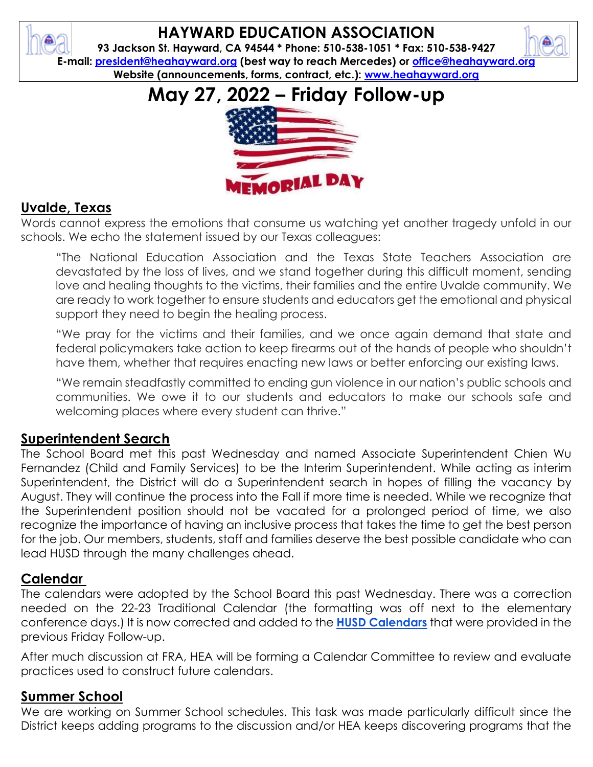# HAYWARD EDUCATION ASSOCIATION

**93 Jackson St. Hayward, CA 94544 * Phone: 510-538-1051 * Fax: 510-538-9427**
**E-mail: president@heahayward.org (best way to reach Mercedes) or office@heahayward.org**
**Website (announcements, forms, contract, etc.): www.heahayward.org**

# May 27, 2022 – Friday Follow-up

MEMORIAL DAY

## Uvalde, Texas

Words cannot express the emotions that consume us watching yet another tragedy unfold in our schools. We echo the statement issued by our Texas colleagues:

> "The National Education Association and the Texas State Teachers Association are devastated by the loss of lives, and we stand together during this difficult moment, sending love and healing thoughts to the victims, their families and the entire Uvalde community. We are ready to work together to ensure students and educators get the emotional and physical support they need to begin the healing process.
>
> "We pray for the victims and their families, and we once again demand that state and federal policymakers take action to keep firearms out of the hands of people who shouldn't have them, whether that requires enacting new laws or better enforcing our existing laws.
>
> "We remain steadfastly committed to ending gun violence in our nation's public schools and communities. We owe it to our students and educators to make our schools safe and welcoming places where every student can thrive."

## Superintendent Search

The School Board met this past Wednesday and named Associate Superintendent Chien Wu Fernandez (Child and Family Services) to be the Interim Superintendent. While acting as interim Superintendent, the District will do a Superintendent search in hopes of filling the vacancy by August. They will continue the process into the Fall if more time is needed. While we recognize that the Superintendent position should not be vacated for a prolonged period of time, we also recognize the importance of having an inclusive process that takes the time to get the best person for the job. Our members, students, staff and families deserve the best possible candidate who can lead HUSD through the many challenges ahead.

## Calendar

The calendars were adopted by the School Board this past Wednesday. There was a correction needed on the 22-23 Traditional Calendar (the formatting was off next to the elementary conference days.) It is now corrected and added to the **HUSD Calendars** that were provided in the previous Friday Follow-up.

After much discussion at FRA, HEA will be forming a Calendar Committee to review and evaluate practices used to construct future calendars.

## Summer School

We are working on Summer School schedules. This task was made particularly difficult since the District keeps adding programs to the discussion and/or HEA keeps discovering programs that the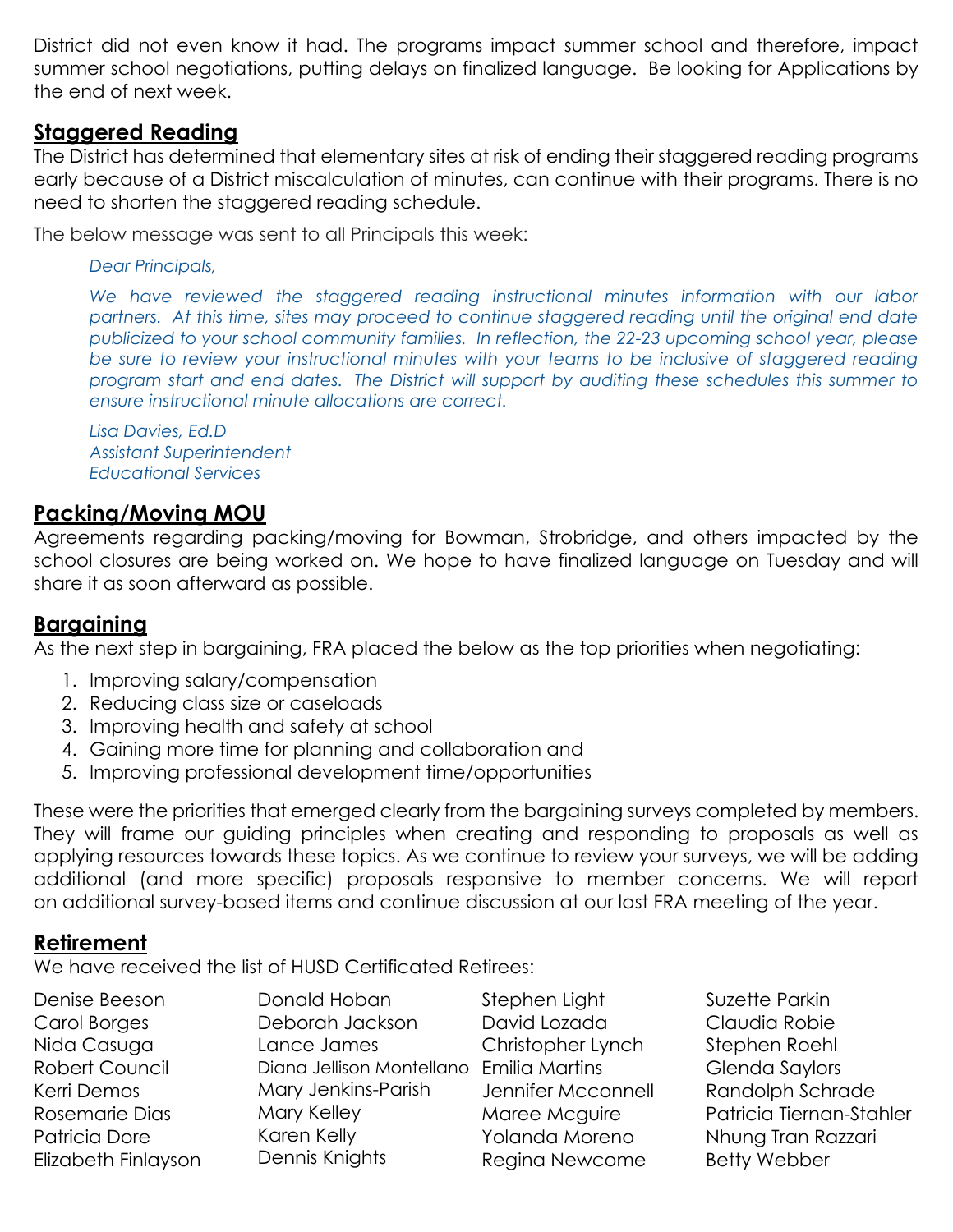District did not even know it had. The programs impact summer school and therefore, impact summer school negotiations, putting delays on finalized language. Be looking for Applications by the end of next week.

## Staggered Reading

The District has determined that elementary sites at risk of ending their staggered reading programs early because of a District miscalculation of minutes, can continue with their programs. There is no need to shorten the staggered reading schedule.

The below message was sent to all Principals this week:

> *Dear Principals,*
>
> *We have reviewed the staggered reading instructional minutes information with our labor partners. At this time, sites may proceed to continue staggered reading until the original end date publicized to your school community families. In reflection, the 22-23 upcoming school year, please be sure to review your instructional minutes with your teams to be inclusive of staggered reading program start and end dates. The District will support by auditing these schedules this summer to ensure instructional minute allocations are correct.*
>
> *Lisa Davies, Ed.D*
> *Assistant Superintendent*
> *Educational Services*

## Packing/Moving MOU

Agreements regarding packing/moving for Bowman, Strobridge, and others impacted by the school closures are being worked on. We hope to have finalized language on Tuesday and will share it as soon afterward as possible.

## Bargaining

As the next step in bargaining, FRA placed the below as the top priorities when negotiating:

1. Improving salary/compensation
2. Reducing class size or caseloads
3. Improving health and safety at school
4. Gaining more time for planning and collaboration and
5. Improving professional development time/opportunities

These were the priorities that emerged clearly from the bargaining surveys completed by members. They will frame our guiding principles when creating and responding to proposals as well as applying resources towards these topics. As we continue to review your surveys, we will be adding additional (and more specific) proposals responsive to member concerns. We will report on additional survey-based items and continue discussion at our last FRA meeting of the year.

## Retirement

We have received the list of HUSD Certificated Retirees:

Denise Beeson
Carol Borges
Nida Casuga
Robert Council
Kerri Demos
Rosemarie Dias
Patricia Dore
Elizabeth Finlayson
Donald Hoban
Deborah Jackson
Lance James
Diana Jellison Montellano
Mary Jenkins-Parish
Mary Kelley
Karen Kelly
Dennis Knights
Stephen Light
David Lozada
Christopher Lynch
Emilia Martins
Jennifer Mcconnell
Maree Mcguire
Yolanda Moreno
Regina Newcome
Suzette Parkin
Claudia Robie
Stephen Roehl
Glenda Saylors
Randolph Schrade
Patricia Tiernan-Stahler
Nhung Tran Razzari
Betty Webber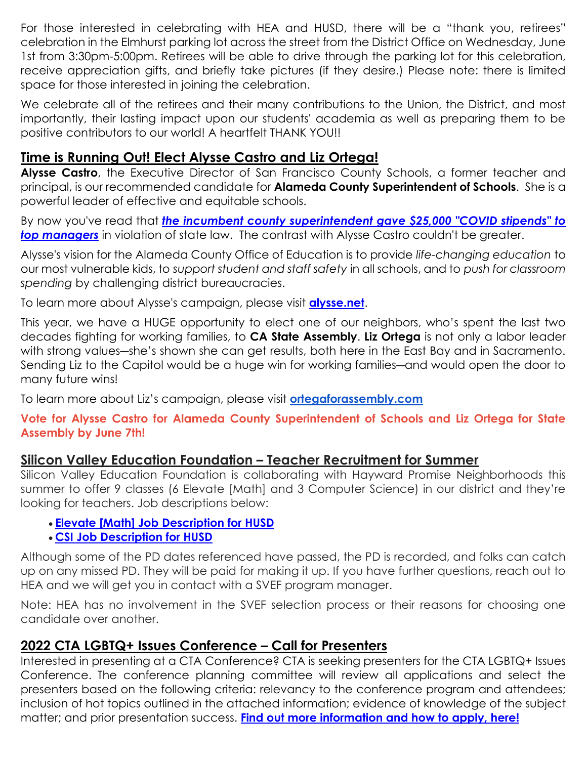For those interested in celebrating with HEA and HUSD, there will be a "thank you, retirees" celebration in the Elmhurst parking lot across the street from the District Office on Wednesday, June 1st from 3:30pm-5:00pm. Retirees will be able to drive through the parking lot for this celebration, receive appreciation gifts, and briefly take pictures (if they desire.) Please note: there is limited space for those interested in joining the celebration.

We celebrate all of the retirees and their many contributions to the Union, the District, and most importantly, their lasting impact upon our students' academia as well as preparing them to be positive contributors to our world! A heartfelt THANK YOU!!

## Time is Running Out! Elect Alysse Castro and Liz Ortega!

**Alysse Castro**, the Executive Director of San Francisco County Schools, a former teacher and principal, is our recommended candidate for **Alameda County Superintendent of Schools**. She is a powerful leader of effective and equitable schools.

By now you've read that ***the incumbent county superintendent gave $25,000 "COVID stipends" to top managers*** in violation of state law. The contrast with Alysse Castro couldn't be greater.

Alysse's vision for the Alameda County Office of Education is to provide *life-changing education* to our most vulnerable kids, to *support student and staff safety* in all schools, and to *push for classroom spending* by challenging district bureaucracies.

To learn more about Alysse's campaign, please visit **alysse.net**.

This year, we have a HUGE opportunity to elect one of our neighbors, who's spent the last two decades fighting for working families, to **CA State Assembly**. **Liz Ortega** is not only a labor leader with strong values—she's shown she can get results, both here in the East Bay and in Sacramento. Sending Liz to the Capitol would be a huge win for working families—and would open the door to many future wins!

To learn more about Liz's campaign, please visit **ortegaforassembly.com**

**Vote for Alysse Castro for Alameda County Superintendent of Schools and Liz Ortega for State Assembly by June 7th!**

## Silicon Valley Education Foundation – Teacher Recruitment for Summer

Silicon Valley Education Foundation is collaborating with Hayward Promise Neighborhoods this summer to offer 9 classes (6 Elevate [Math] and 3 Computer Science) in our district and they're looking for teachers. Job descriptions below:

- **Elevate [Math] Job Description for HUSD**
- **CSI Job Description for HUSD**

Although some of the PD dates referenced have passed, the PD is recorded, and folks can catch up on any missed PD. They will be paid for making it up. If you have further questions, reach out to HEA and we will get you in contact with a SVEF program manager.

Note: HEA has no involvement in the SVEF selection process or their reasons for choosing one candidate over another.

## 2022 CTA LGBTQ+ Issues Conference – Call for Presenters

Interested in presenting at a CTA Conference? CTA is seeking presenters for the CTA LGBTQ+ Issues Conference. The conference planning committee will review all applications and select the presenters based on the following criteria: relevancy to the conference program and attendees; inclusion of hot topics outlined in the attached information; evidence of knowledge of the subject matter; and prior presentation success. **Find out more information and how to apply, here!**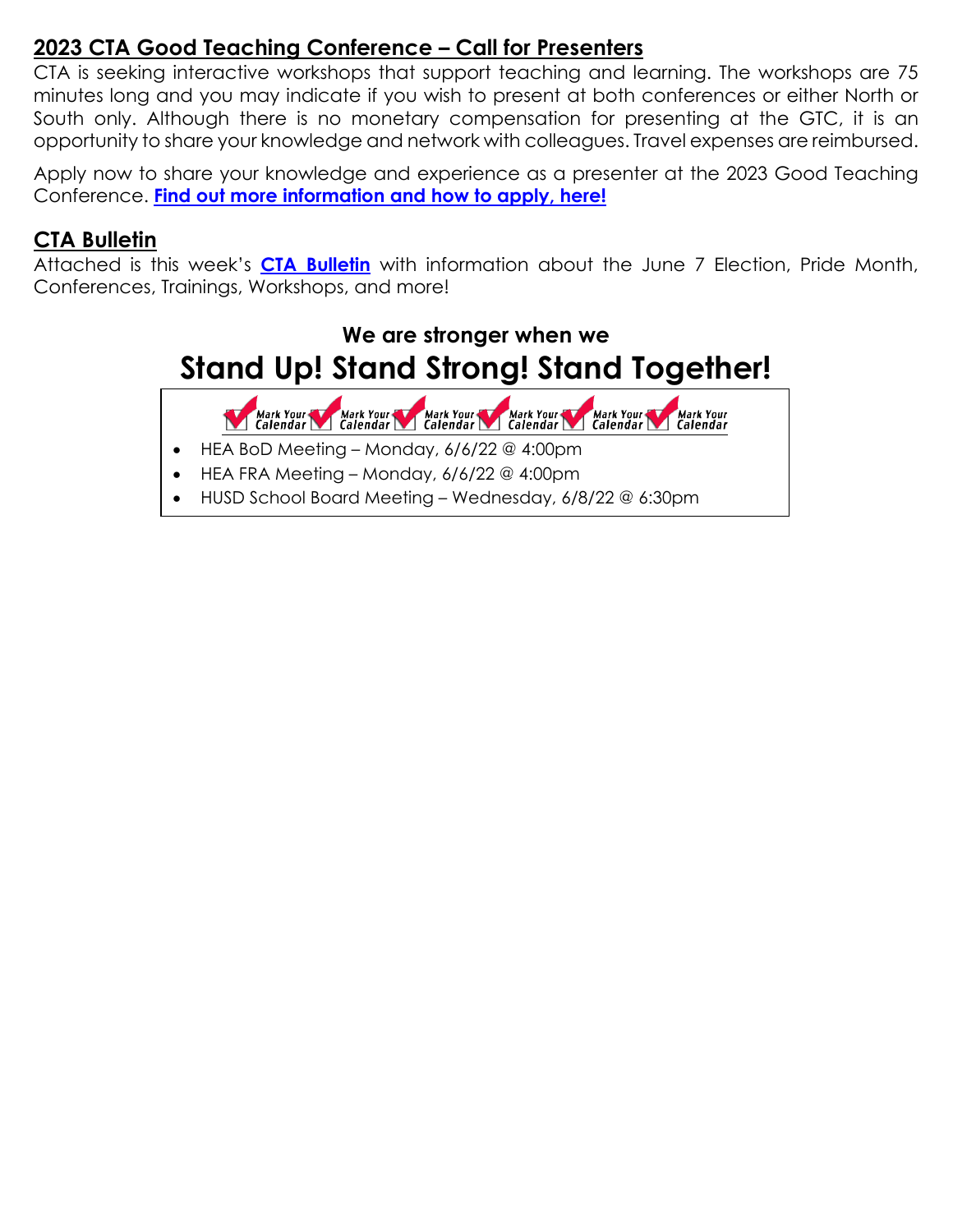## 2023 CTA Good Teaching Conference – Call for Presenters

CTA is seeking interactive workshops that support teaching and learning. The workshops are 75 minutes long and you may indicate if you wish to present at both conferences or either North or South only. Although there is no monetary compensation for presenting at the GTC, it is an opportunity to share your knowledge and network with colleagues. Travel expenses are reimbursed.

Apply now to share your knowledge and experience as a presenter at the 2023 Good Teaching Conference. **Find out more information and how to apply, here!**

## CTA Bulletin

Attached is this week's **CTA Bulletin** with information about the June 7 Election, Pride Month, Conferences, Trainings, Workshops, and more!

**We are stronger when we**

# Stand Up! Stand Strong! Stand Together!

Mark Your Calendar Mark Your Calendar Mark Your Calendar Mark Your Calendar Mark Your Calendar Mark Your Calendar

- HEA BoD Meeting – Monday, 6/6/22 @ 4:00pm
- HEA FRA Meeting – Monday, 6/6/22 @ 4:00pm
- HUSD School Board Meeting – Wednesday, 6/8/22 @ 6:30pm